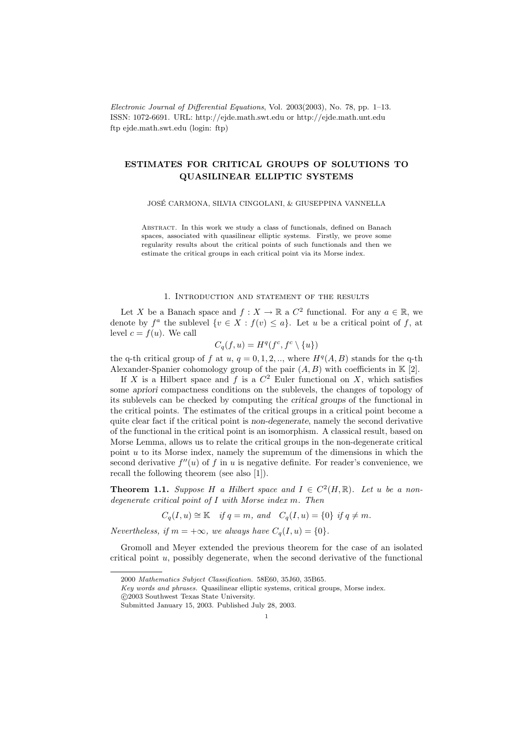*Electronic Journal of Differential Equations*, Vol. 2003(2003), No. 78, pp. 1–13.
ISSN: 1072-6691. URL: http://ejde.math.swt.edu or http://ejde.math.unt.edu
ftp ejde.math.swt.edu (login: ftp)

# ESTIMATES FOR CRITICAL GROUPS OF SOLUTIONS TO QUASILINEAR ELLIPTIC SYSTEMS

JOSÉ CARMONA, SILVIA CINGOLANI, & GIUSEPPINA VANNELLA

Abstract. In this work we study a class of functionals, defined on Banach spaces, associated with quasilinear elliptic systems. Firstly, we prove some regularity results about the critical points of such functionals and then we estimate the critical groups in each critical point via its Morse index.

## 1. Introduction and statement of the results

Let $X$ be a Banach space and $f : X \to \mathbb{R}$ a $C^2$ functional. For any $a \in \mathbb{R}$, we denote by $f^a$ the sublevel $\{v \in X : f(v) \leq a\}$. Let $u$ be a critical point of $f$, at level $c = f(u)$. We call

$$C_q(f, u) = H^q(f^c, f^c \setminus \{u\})$$

the q-th critical group of $f$ at $u$, $q = 0, 1, 2, ..$, where $H^q(A, B)$ stands for the q-th Alexander-Spanier cohomology group of the pair $(A, B)$ with coefficients in $\mathbb{K}$ [2].

If $X$ is a Hilbert space and $f$ is a $C^2$ Euler functional on $X$, which satisfies some *apriori* compactness conditions on the sublevels, the changes of topology of its sublevels can be checked by computing the *critical groups* of the functional in the critical points. The estimates of the critical groups in a critical point become a quite clear fact if the critical point is *non-degenerate*, namely the second derivative of the functional in the critical point is an isomorphism. A classical result, based on Morse Lemma, allows us to relate the critical groups in the non-degenerate critical point $u$ to its Morse index, namely the supremum of the dimensions in which the second derivative $f''(u)$ of $f$ in $u$ is negative definite. For reader's convenience, we recall the following theorem (see also [1]).

**Theorem 1.1.** *Suppose $H$ a Hilbert space and $I \in C^2(H, \mathbb{R})$. Let $u$ be a non-degenerate critical point of $I$ with Morse index $m$. Then*

$$C_q(I, u) \cong \mathbb{K} \quad \text{if } q = m, \text{ and} \quad C_q(I, u) = \{0\} \text{ if } q \neq m.$$

*Nevertheless, if $m = +\infty$, we always have $C_q(I, u) = \{0\}$.*

Gromoll and Meyer extended the previous theorem for the case of an isolated critical point $u$, possibly degenerate, when the second derivative of the functional

2000 *Mathematics Subject Classification.* 58E60, 35J60, 35B65.
*Key words and phrases.* Quasilinear elliptic systems, critical groups, Morse index.
©2003 Southwest Texas State University.
Submitted January 15, 2003. Published July 28, 2003.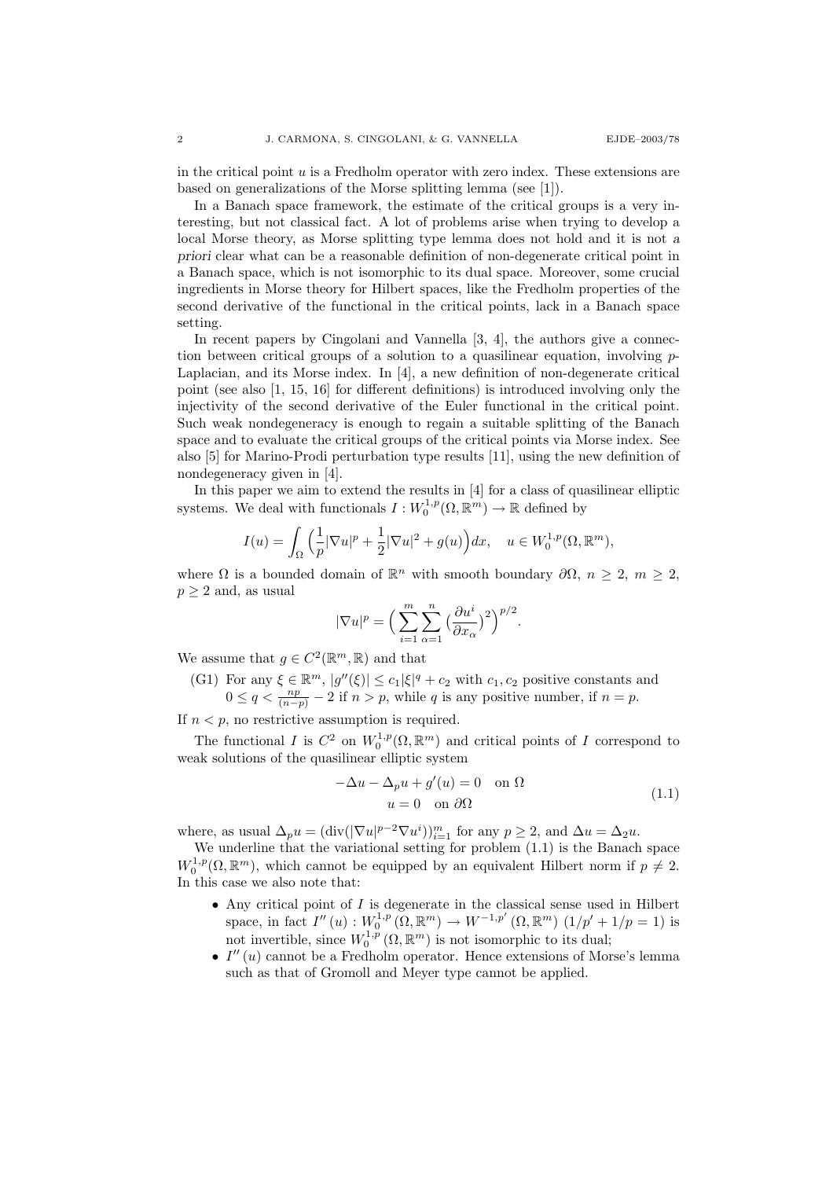in the critical point $u$ is a Fredholm operator with zero index. These extensions are based on generalizations of the Morse splitting lemma (see [1]).

In a Banach space framework, the estimate of the critical groups is a very interesting, but not classical fact. A lot of problems arise when trying to develop a local Morse theory, as Morse splitting type lemma does not hold and it is not *a priori* clear what can be a reasonable definition of non-degenerate critical point in a Banach space, which is not isomorphic to its dual space. Moreover, some crucial ingredients in Morse theory for Hilbert spaces, like the Fredholm properties of the second derivative of the functional in the critical points, lack in a Banach space setting.

In recent papers by Cingolani and Vannella [3, 4], the authors give a connection between critical groups of a solution to a quasilinear equation, involving $p$-Laplacian, and its Morse index. In [4], a new definition of non-degenerate critical point (see also [1, 15, 16] for different definitions) is introduced involving only the injectivity of the second derivative of the Euler functional in the critical point. Such weak nondegeneracy is enough to regain a suitable splitting of the Banach space and to evaluate the critical groups of the critical points via Morse index. See also [5] for Marino-Prodi perturbation type results [11], using the new definition of nondegeneracy given in [4].

In this paper we aim to extend the results in [4] for a class of quasilinear elliptic systems. We deal with functionals $I : W_0^{1,p}(\Omega, \mathbb{R}^m) \to \mathbb{R}$ defined by

$$I(u) = \int_\Omega \Big(\frac{1}{p}|\nabla u|^p + \frac{1}{2}|\nabla u|^2 + g(u)\Big)dx, \quad u \in W_0^{1,p}(\Omega, \mathbb{R}^m),$$

where $\Omega$ is a bounded domain of $\mathbb{R}^n$ with smooth boundary $\partial\Omega$, $n \geq 2$, $m \geq 2$, $p \geq 2$ and, as usual

$$|\nabla u|^p = \Big(\sum_{i=1}^m \sum_{\alpha=1}^n \big(\frac{\partial u^i}{\partial x_\alpha}\big)^2\Big)^{p/2}.$$

We assume that $g \in C^2(\mathbb{R}^m, \mathbb{R})$ and that

- (G1) For any $\xi \in \mathbb{R}^m$, $|g''(\xi)| \leq c_1|\xi|^q + c_2$ with $c_1, c_2$ positive constants and $0 \leq q < \frac{np}{(n-p)} - 2$ if $n > p$, while $q$ is any positive number, if $n = p$.

If $n < p$, no restrictive assumption is required.

The functional $I$ is $C^2$ on $W_0^{1,p}(\Omega, \mathbb{R}^m)$ and critical points of $I$ correspond to weak solutions of the quasilinear elliptic system

$$\begin{gathered} -\Delta u - \Delta_p u + g'(u) = 0 \quad \text{on } \Omega \\ u = 0 \quad \text{on } \partial\Omega \end{gathered} \tag{1.1}$$

where, as usual $\Delta_p u = (\mathrm{div}(|\nabla u|^{p-2}\nabla u^i))_{i=1}^m$ for any $p \geq 2$, and $\Delta u = \Delta_2 u$.

We underline that the variational setting for problem (1.1) is the Banach space $W_0^{1,p}(\Omega, \mathbb{R}^m)$, which cannot be equipped by an equivalent Hilbert norm if $p \neq 2$. In this case we also note that:

- Any critical point of $I$ is degenerate in the classical sense used in Hilbert space, in fact $I''(u) : W_0^{1,p}(\Omega, \mathbb{R}^m) \to W^{-1,p'}(\Omega, \mathbb{R}^m)$ $(1/p' + 1/p = 1)$ is not invertible, since $W_0^{1,p}(\Omega, \mathbb{R}^m)$ is not isomorphic to its dual;
- $I''(u)$ cannot be a Fredholm operator. Hence extensions of Morse's lemma such as that of Gromoll and Meyer type cannot be applied.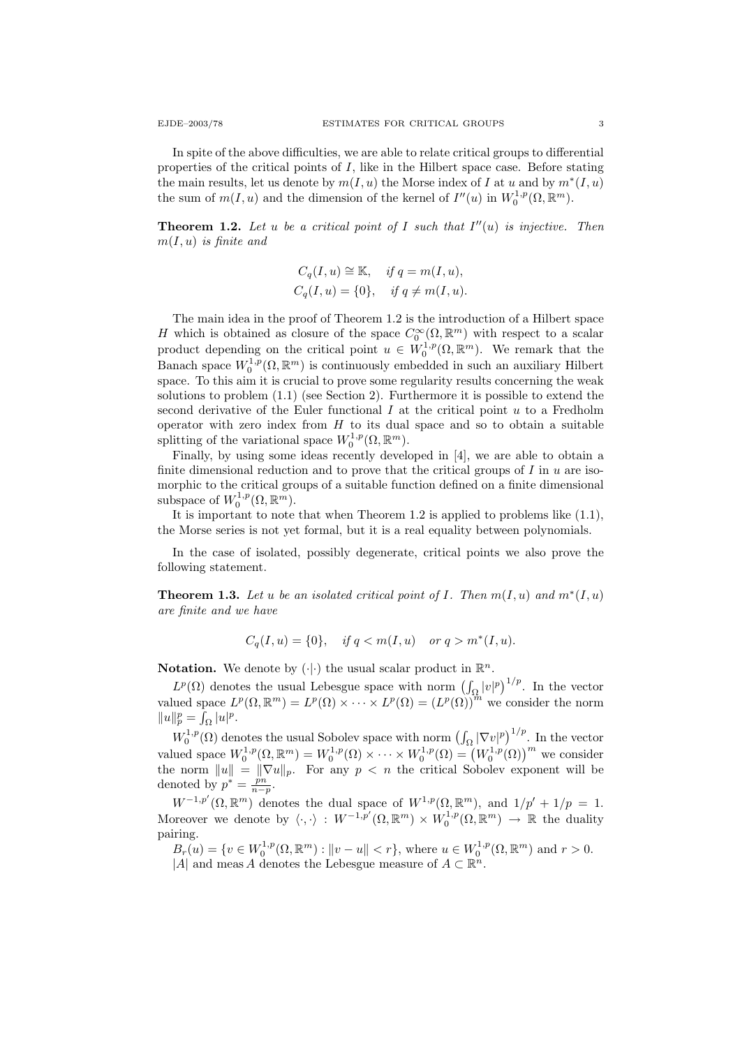In spite of the above difficulties, we are able to relate critical groups to differential properties of the critical points of $I$, like in the Hilbert space case. Before stating the main results, let us denote by $m(I,u)$ the Morse index of $I$ at $u$ and by $m^*(I,u)$ the sum of $m(I,u)$ and the dimension of the kernel of $I''(u)$ in $W_0^{1,p}(\Omega,\mathbb{R}^m)$.

**Theorem 1.2.** *Let $u$ be a critical point of $I$ such that $I''(u)$ is injective. Then $m(I,u)$ is finite and*

$$C_q(I,u) \cong \mathbb{K}, \quad \text{if } q = m(I,u),$$
$$C_q(I,u) = \{0\}, \quad \text{if } q \neq m(I,u).$$

The main idea in the proof of Theorem 1.2 is the introduction of a Hilbert space $H$ which is obtained as closure of the space $C_0^\infty(\Omega,\mathbb{R}^m)$ with respect to a scalar product depending on the critical point $u \in W_0^{1,p}(\Omega,\mathbb{R}^m)$. We remark that the Banach space $W_0^{1,p}(\Omega,\mathbb{R}^m)$ is continuously embedded in such an auxiliary Hilbert space. To this aim it is crucial to prove some regularity results concerning the weak solutions to problem (1.1) (see Section 2). Furthermore it is possible to extend the second derivative of the Euler functional $I$ at the critical point $u$ to a Fredholm operator with zero index from $H$ to its dual space and so to obtain a suitable splitting of the variational space $W_0^{1,p}(\Omega,\mathbb{R}^m)$.

Finally, by using some ideas recently developed in [4], we are able to obtain a finite dimensional reduction and to prove that the critical groups of $I$ in $u$ are isomorphic to the critical groups of a suitable function defined on a finite dimensional subspace of $W_0^{1,p}(\Omega,\mathbb{R}^m)$.

It is important to note that when Theorem 1.2 is applied to problems like (1.1), the Morse series is not yet formal, but it is a real equality between polynomials.

In the case of isolated, possibly degenerate, critical points we also prove the following statement.

**Theorem 1.3.** *Let $u$ be an isolated critical point of $I$. Then $m(I,u)$ and $m^*(I,u)$ are finite and we have*

$$C_q(I,u) = \{0\}, \quad \text{if } q < m(I,u) \quad \text{or } q > m^*(I,u).$$

**Notation.** We denote by $(\cdot|\cdot)$ the usual scalar product in $\mathbb{R}^n$.

$L^p(\Omega)$ denotes the usual Lebesgue space with norm $\left(\int_\Omega |v|^p\right)^{1/p}$. In the vector valued space $L^p(\Omega,\mathbb{R}^m) = L^p(\Omega)\times\cdots\times L^p(\Omega) = (L^p(\Omega))^m$ we consider the norm $\|u\|_p^p = \int_\Omega |u|^p$.

$W_0^{1,p}(\Omega)$ denotes the usual Sobolev space with norm $\left(\int_\Omega |\nabla v|^p\right)^{1/p}$. In the vector valued space $W_0^{1,p}(\Omega,\mathbb{R}^m) = W_0^{1,p}(\Omega)\times\cdots\times W_0^{1,p}(\Omega) = \left(W_0^{1,p}(\Omega)\right)^m$ we consider the norm $\|u\| = \|\nabla u\|_p$. For any $p < n$ the critical Sobolev exponent will be denoted by $p^* = \frac{pn}{n-p}$.

$W^{-1,p'}(\Omega,\mathbb{R}^m)$ denotes the dual space of $W^{1,p}(\Omega,\mathbb{R}^m)$, and $1/p' + 1/p = 1$. Moreover we denote by $\langle\cdot,\cdot\rangle : W^{-1,p'}(\Omega,\mathbb{R}^m)\times W_0^{1,p}(\Omega,\mathbb{R}^m) \to \mathbb{R}$ the duality pairing.

$B_r(u) = \{v \in W_0^{1,p}(\Omega,\mathbb{R}^m) : \|v-u\| < r\}$, where $u \in W_0^{1,p}(\Omega,\mathbb{R}^m)$ and $r > 0$.

$|A|$ and meas $A$ denotes the Lebesgue measure of $A \subset \mathbb{R}^n$.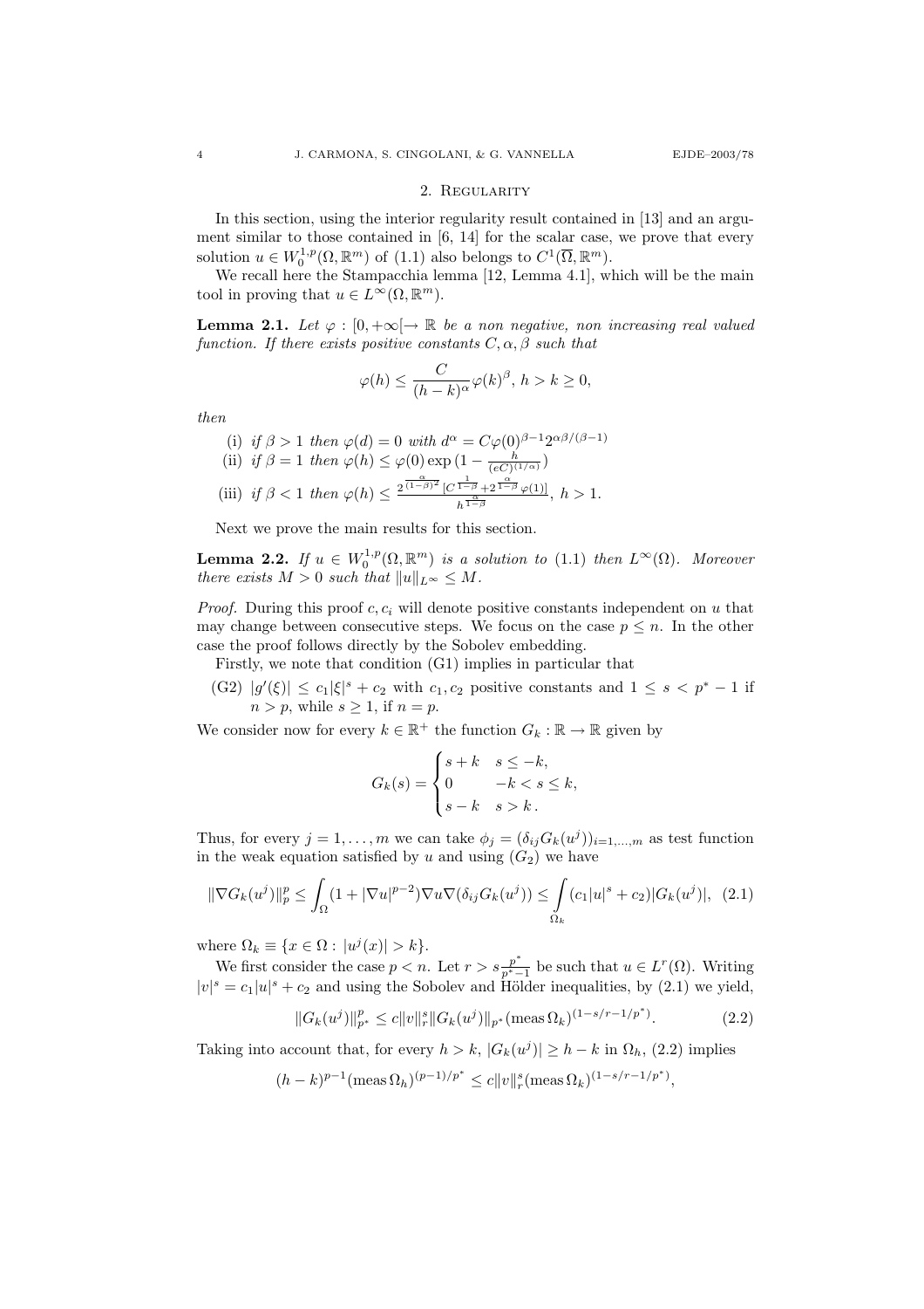## 2. Regularity

In this section, using the interior regularity result contained in [13] and an argument similar to those contained in [6, 14] for the scalar case, we prove that every solution $u \in W_0^{1,p}(\Omega, \mathbb{R}^m)$ of (1.1) also belongs to $C^1(\overline{\Omega}, \mathbb{R}^m)$.

We recall here the Stampacchia lemma [12, Lemma 4.1], which will be the main tool in proving that $u \in L^\infty(\Omega, \mathbb{R}^m)$.

**Lemma 2.1.** *Let $\varphi : [0, +\infty[ \to \mathbb{R}$ be a non negative, non increasing real valued function. If there exists positive constants $C, \alpha, \beta$ such that*

$$\varphi(h) \leq \frac{C}{(h-k)^\alpha} \varphi(k)^\beta, \; h > k \geq 0,$$

*then*

- (i) *if $\beta > 1$ then $\varphi(d) = 0$ with $d^\alpha = C\varphi(0)^{\beta - 1} 2^{\alpha\beta/(\beta-1)}$*
- (ii) *if $\beta = 1$ then $\varphi(h) \leq \varphi(0) \exp\big(1 - \frac{h}{(eC)^{(1/\alpha)}}\big)$*
- (iii) *if $\beta < 1$ then $\varphi(h) \leq \frac{2^{\frac{\alpha}{(1-\beta)^2}} [C^{\frac{1}{1-\beta}} + 2^{\frac{\alpha}{1-\beta}} \varphi(1)]}{h^{\frac{\alpha}{1-\beta}}}$, $h > 1$.*

Next we prove the main results for this section.

**Lemma 2.2.** *If $u \in W_0^{1,p}(\Omega, \mathbb{R}^m)$ is a solution to (1.1) then $L^\infty(\Omega)$. Moreover there exists $M > 0$ such that $\|u\|_{L^\infty} \leq M$.*

*Proof.* During this proof $c, c_i$ will denote positive constants independent on $u$ that may change between consecutive steps. We focus on the case $p \leq n$. In the other case the proof follows directly by the Sobolev embedding.

Firstly, we note that condition (G1) implies in particular that

(G2) $|g'(\xi)| \leq c_1|\xi|^s + c_2$ with $c_1, c_2$ positive constants and $1 \leq s < p^* - 1$ if $n > p$, while $s \geq 1$, if $n = p$.

We consider now for every $k \in \mathbb{R}^+$ the function $G_k : \mathbb{R} \to \mathbb{R}$ given by

$$G_k(s) = \begin{cases} s + k & s \leq -k, \\ 0 & -k < s \leq k, \\ s - k & s > k\,. \end{cases}$$

Thus, for every $j = 1, \dots, m$ we can take $\phi_j = (\delta_{ij} G_k(u^j))_{i=1,\dots,m}$ as test function in the weak equation satisfied by $u$ and using $(G_2)$ we have

$$\|\nabla G_k(u^j)\|_p^p \leq \int_\Omega (1 + |\nabla u|^{p-2}) \nabla u \nabla(\delta_{ij} G_k(u^j)) \leq \int_{\Omega_k} (c_1|u|^s + c_2)|G_k(u^j)|, \quad (2.1)$$

where $\Omega_k \equiv \{x \in \Omega : |u^j(x)| > k\}$.

We first consider the case $p < n$. Let $r > s\frac{p^*}{p^*-1}$ be such that $u \in L^r(\Omega)$. Writing $|v|^s = c_1|u|^s + c_2$ and using the Sobolev and Hölder inequalities, by (2.1) we yield,

$$\|G_k(u^j)\|_{p^*}^p \leq c\|v\|_r^s \|G_k(u^j)\|_{p^*} (\operatorname{meas} \Omega_k)^{(1 - s/r - 1/p^*)}. \quad (2.2)$$

Taking into account that, for every $h > k$, $|G_k(u^j)| \geq h - k$ in $\Omega_h$, (2.2) implies

$$(h-k)^{p-1} (\operatorname{meas} \Omega_h)^{(p-1)/p^*} \leq c\|v\|_r^s (\operatorname{meas} \Omega_k)^{(1-s/r-1/p^*)},$$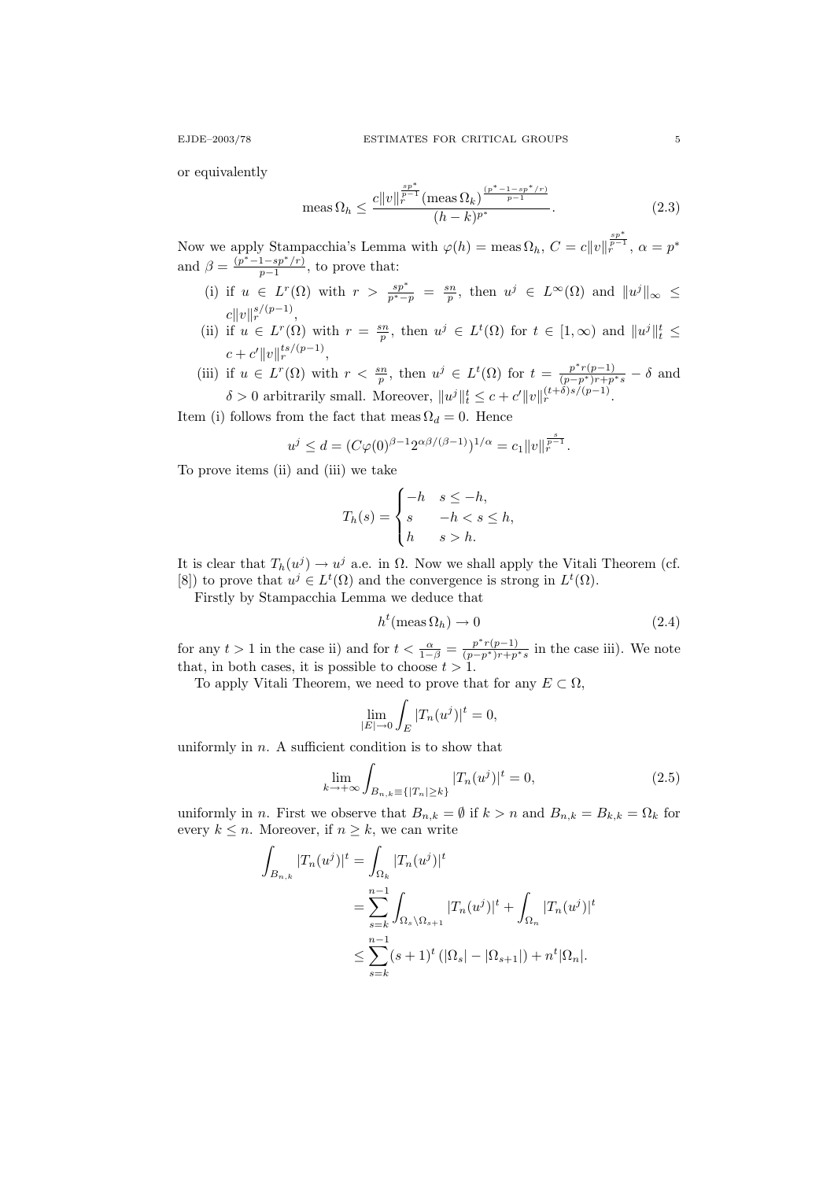or equivalently

$$\operatorname{meas}\Omega_h \leq \frac{c\|v\|_r^{\frac{sp^*}{p-1}}(\operatorname{meas}\Omega_k)^{\frac{(p^*-1-sp^*/r)}{p-1}}}{(h-k)^{p^*}}. \tag{2.3}$$

Now we apply Stampacchia's Lemma with $\varphi(h) = \operatorname{meas}\Omega_h$, $C = c\|v\|_r^{\frac{sp^*}{p-1}}$, $\alpha = p^*$ and $\beta = \frac{(p^*-1-sp^*/r)}{p-1}$, to prove that:

(i) if $u \in L^r(\Omega)$ with $r > \frac{sp^*}{p^*-p} = \frac{sn}{p}$, then $u^j \in L^\infty(\Omega)$ and $\|u^j\|_\infty \leq c\|v\|_r^{s/(p-1)}$,

(ii) if $u \in L^r(\Omega)$ with $r = \frac{sn}{p}$, then $u^j \in L^t(\Omega)$ for $t \in [1,\infty)$ and $\|u^j\|_t^t \leq c + c'\|v\|_r^{ts/(p-1)}$,

(iii) if $u \in L^r(\Omega)$ with $r < \frac{sn}{p}$, then $u^j \in L^t(\Omega)$ for $t = \frac{p^*r(p-1)}{(p-p^*)r+p^*s} - \delta$ and $\delta > 0$ arbitrarily small. Moreover, $\|u^j\|_t^t \leq c + c'\|v\|_r^{(t+\delta)s/(p-1)}$.

Item (i) follows from the fact that $\operatorname{meas}\Omega_d = 0$. Hence

$$u^j \leq d = (C\varphi(0)^{\beta-1}2^{\alpha\beta/(\beta-1)})^{1/\alpha} = c_1\|v\|_r^{\frac{s}{p-1}}.$$

To prove items (ii) and (iii) we take

$$T_h(s) = \begin{cases} -h & s \leq -h, \\ s & -h < s \leq h, \\ h & s > h. \end{cases}$$

It is clear that $T_h(u^j) \to u^j$ a.e. in $\Omega$. Now we shall apply the Vitali Theorem (cf. [8]) to prove that $u^j \in L^t(\Omega)$ and the convergence is strong in $L^t(\Omega)$.

Firstly by Stampacchia Lemma we deduce that

$$h^t(\operatorname{meas}\Omega_h) \to 0 \tag{2.4}$$

for any $t > 1$ in the case ii) and for $t < \frac{\alpha}{1-\beta} = \frac{p^*r(p-1)}{(p-p^*)r+p^*s}$ in the case iii). We note that, in both cases, it is possible to choose $t > 1$.

To apply Vitali Theorem, we need to prove that for any $E \subset \Omega$,

$$\lim_{|E|\to 0}\int_E |T_n(u^j)|^t = 0,$$

uniformly in $n$. A sufficient condition is to show that

$$\lim_{k\to+\infty}\int_{B_{n,k}\equiv\{|T_n|\geq k\}} |T_n(u^j)|^t = 0, \tag{2.5}$$

uniformly in $n$. First we observe that $B_{n,k} = \emptyset$ if $k > n$ and $B_{n,k} = B_{k,k} = \Omega_k$ for every $k \leq n$. Moreover, if $n \geq k$, we can write

$$\begin{aligned}
\int_{B_{n,k}} |T_n(u^j)|^t &= \int_{\Omega_k} |T_n(u^j)|^t \\
&= \sum_{s=k}^{n-1}\int_{\Omega_s\setminus\Omega_{s+1}} |T_n(u^j)|^t + \int_{\Omega_n} |T_n(u^j)|^t \\
&\leq \sum_{s=k}^{n-1}(s+1)^t\left(|\Omega_s| - |\Omega_{s+1}|\right) + n^t|\Omega_n|.
\end{aligned}$$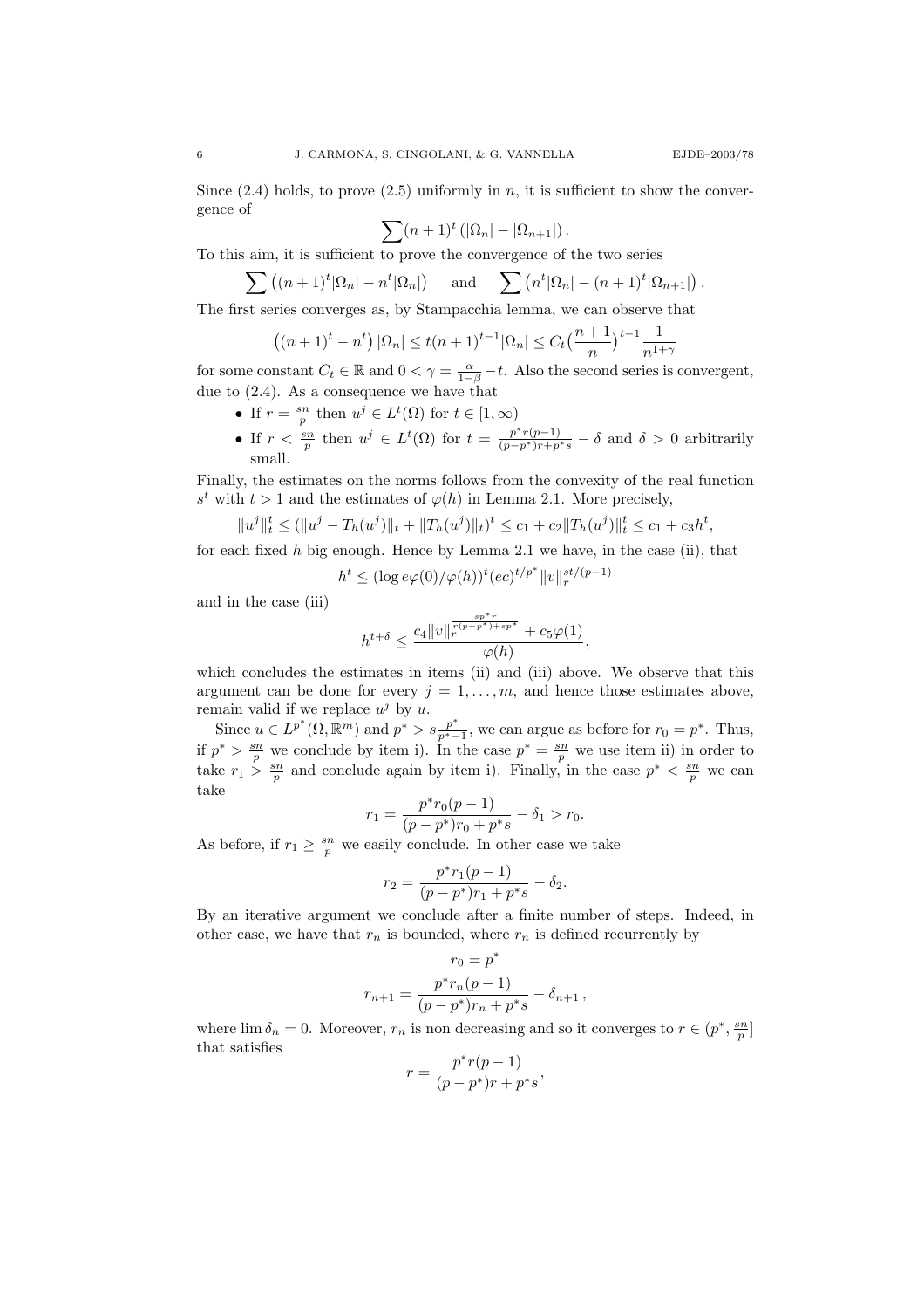Since (2.4) holds, to prove (2.5) uniformly in $n$, it is sufficient to show the convergence of

$$\sum (n+1)^t \left(|\Omega_n| - |\Omega_{n+1}|\right).$$

To this aim, it is sufficient to prove the convergence of the two series

$$\sum \left((n+1)^t|\Omega_n| - n^t|\Omega_n|\right) \quad \text{and} \quad \sum \left(n^t|\Omega_n| - (n+1)^t|\Omega_{n+1}|\right).$$

The first series converges as, by Stampacchia lemma, we can observe that

$$\left((n+1)^t - n^t\right)|\Omega_n| \le t(n+1)^{t-1}|\Omega_n| \le C_t\Big(\frac{n+1}{n}\Big)^{t-1}\frac{1}{n^{1+\gamma}}$$

for some constant $C_t \in \mathbb{R}$ and $0 < \gamma = \frac{\alpha}{1-\beta} - t$. Also the second series is convergent, due to (2.4). As a consequence we have that

- If $r = \frac{sn}{p}$ then $u^j \in L^t(\Omega)$ for $t \in [1, \infty)$
- If $r < \frac{sn}{p}$ then $u^j \in L^t(\Omega)$ for $t = \frac{p^* r(p-1)}{(p-p^*)r + p^* s} - \delta$ and $\delta > 0$ arbitrarily small.

Finally, the estimates on the norms follows from the convexity of the real function $s^t$ with $t > 1$ and the estimates of $\varphi(h)$ in Lemma 2.1. More precisely,

$$\|u^j\|_t^t \le (\|u^j - T_h(u^j)\|_t + \|T_h(u^j)\|_t)^t \le c_1 + c_2\|T_h(u^j)\|_t^t \le c_1 + c_3 h^t,$$

for each fixed $h$ big enough. Hence by Lemma 2.1 we have, in the case (ii), that

$$h^t \le (\log e\varphi(0)/\varphi(h))^t (ec)^{t/p^*}\|v\|_r^{st/(p-1)}$$

and in the case (iii)

$$h^{t+\delta} \le \frac{c_4\|v\|_r^{\frac{sp^* r}{r(p-p^*)+sp^*}} + c_5\varphi(1)}{\varphi(h)},$$

which concludes the estimates in items (ii) and (iii) above. We observe that this argument can be done for every $j = 1, \dots, m$, and hence those estimates above, remain valid if we replace $u^j$ by $u$.

Since $u \in L^{p^*}(\Omega, \mathbb{R}^m)$ and $p^* > s\frac{p^*}{p^*-1}$, we can argue as before for $r_0 = p^*$. Thus, if $p^* > \frac{sn}{p}$ we conclude by item i). In the case $p^* = \frac{sn}{p}$ we use item ii) in order to take $r_1 > \frac{sn}{p}$ and conclude again by item i). Finally, in the case $p^* < \frac{sn}{p}$ we can take

$$r_1 = \frac{p^* r_0(p-1)}{(p-p^*)r_0 + p^* s} - \delta_1 > r_0.$$

As before, if $r_1 \ge \frac{sn}{p}$ we easily conclude. In other case we take

$$r_2 = \frac{p^* r_1(p-1)}{(p-p^*)r_1 + p^* s} - \delta_2.$$

By an iterative argument we conclude after a finite number of steps. Indeed, in other case, we have that $r_n$ is bounded, where $r_n$ is defined recurrently by

$$r_0 = p^*$$

$$r_{n+1} = \frac{p^* r_n(p-1)}{(p-p^*)r_n + p^* s} - \delta_{n+1},$$

where $\lim \delta_n = 0$. Moreover, $r_n$ is non decreasing and so it converges to $r \in (p^*, \frac{sn}{p}]$ that satisfies

$$r = \frac{p^* r(p-1)}{(p-p^*)r + p^* s},$$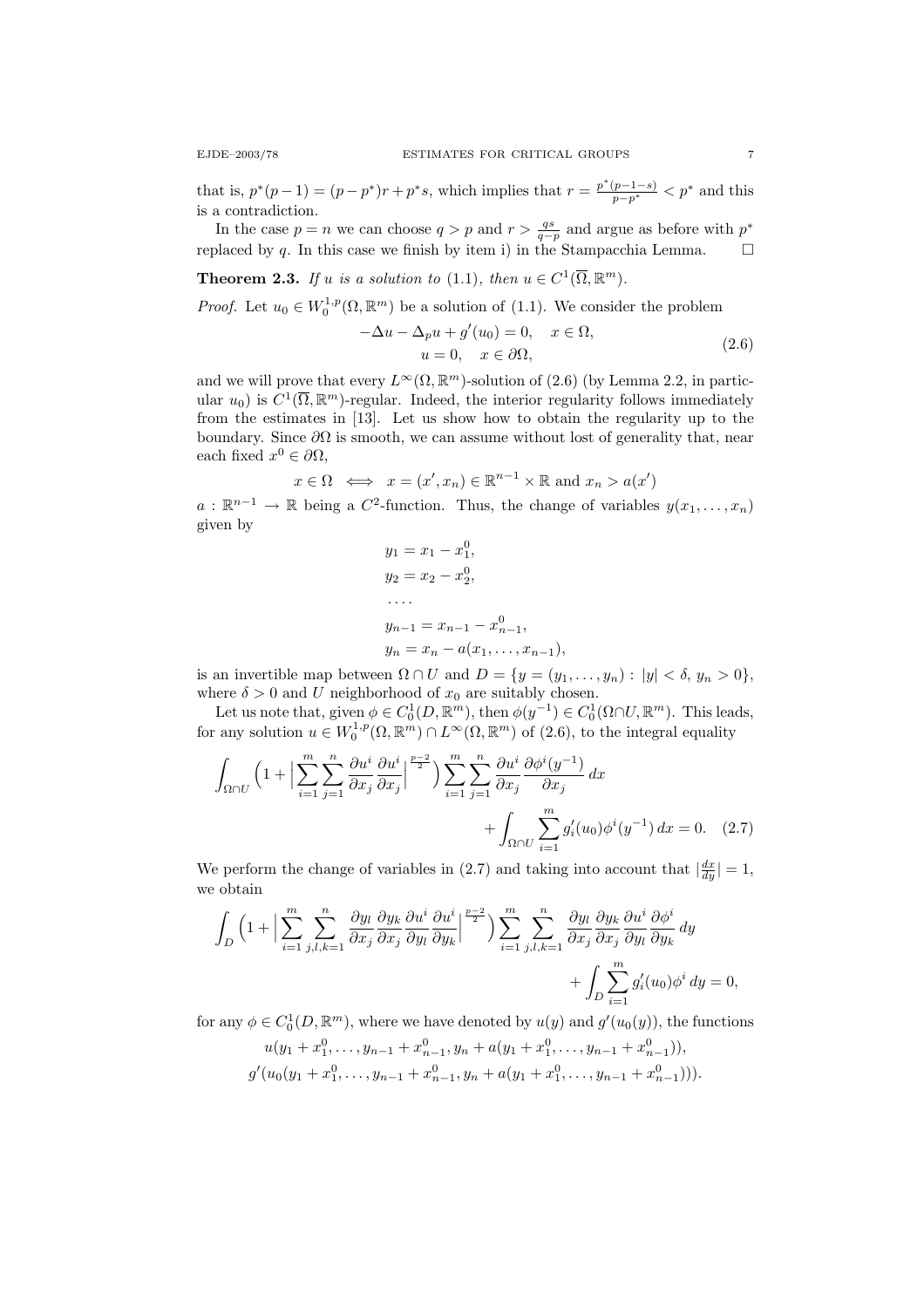that is, $p^*(p-1) = (p-p^*)r + p^*s$, which implies that $r = \frac{p^*(p-1-s)}{p-p^*} < p^*$ and this is a contradiction.

In the case $p = n$ we can choose $q > p$ and $r > \frac{qs}{q-p}$ and argue as before with $p^*$ replaced by $q$. In this case we finish by item i) in the Stampacchia Lemma. $\square$

**Theorem 2.3.** *If $u$ is a solution to* (1.1)*, then $u \in C^1(\overline{\Omega}, \mathbb{R}^m)$.*

*Proof.* Let $u_0 \in W_0^{1,p}(\Omega, \mathbb{R}^m)$ be a solution of (1.1). We consider the problem

$$
\begin{aligned}
-\Delta u - \Delta_p u + g'(u_0) = 0, \quad x \in \Omega, \\
u = 0, \quad x \in \partial\Omega,
\end{aligned}
\tag{2.6}
$$

and we will prove that every $L^\infty(\Omega, \mathbb{R}^m)$-solution of (2.6) (by Lemma 2.2, in particular $u_0$) is $C^1(\overline{\Omega}, \mathbb{R}^m)$-regular. Indeed, the interior regularity follows immediately from the estimates in [13]. Let us show how to obtain the regularity up to the boundary. Since $\partial\Omega$ is smooth, we can assume without lost of generality that, near each fixed $x^0 \in \partial\Omega$,

$$
x \in \Omega \iff x = (x', x_n) \in \mathbb{R}^{n-1} \times \mathbb{R} \text{ and } x_n > a(x')
$$

$a : \mathbb{R}^{n-1} \to \mathbb{R}$ being a $C^2$-function. Thus, the change of variables $y(x_1, \dots, x_n)$ given by

$$
\begin{aligned}
& y_1 = x_1 - x_1^0, \\
& y_2 = x_2 - x_2^0, \\
& \dots . \\
& y_{n-1} = x_{n-1} - x_{n-1}^0, \\
& y_n = x_n - a(x_1, \dots, x_{n-1}),
\end{aligned}
$$

is an invertible map between $\Omega \cap U$ and $D = \{y = (y_1, \dots, y_n) : |y| < \delta, \, y_n > 0\}$, where $\delta > 0$ and $U$ neighborhood of $x_0$ are suitably chosen.

Let us note that, given $\phi \in C_0^1(D, \mathbb{R}^m)$, then $\phi(y^{-1}) \in C_0^1(\Omega \cap U, \mathbb{R}^m)$. This leads, for any solution $u \in W_0^{1,p}(\Omega, \mathbb{R}^m) \cap L^\infty(\Omega, \mathbb{R}^m)$ of (2.6), to the integral equality

$$
\begin{aligned}
\int_{\Omega \cap U} \Big(1 + \Big| \sum_{i=1}^m \sum_{j=1}^n \frac{\partial u^i}{\partial x_j} \frac{\partial u^i}{\partial x_j} \Big|^{\frac{p-2}{2}} \Big) \sum_{i=1}^m \sum_{j=1}^n \frac{\partial u^i}{\partial x_j} \frac{\partial \phi^i(y^{-1})}{\partial x_j} \, dx \\
+ \int_{\Omega \cap U} \sum_{i=1}^m g_i'(u_0) \phi^i(y^{-1}) \, dx = 0.
\end{aligned}
\tag{2.7}
$$

We perform the change of variables in (2.7) and taking into account that $|\frac{dx}{dy}| = 1$, we obtain

$$
\begin{aligned}
\int_D \Big(1 + \Big| \sum_{i=1}^m \sum_{j,l,k=1}^n \frac{\partial y_l}{\partial x_j} \frac{\partial y_k}{\partial x_j} \frac{\partial u^i}{\partial y_l} \frac{\partial u^i}{\partial y_k} \Big|^{\frac{p-2}{2}} \Big) \sum_{i=1}^m \sum_{j,l,k=1}^n \frac{\partial y_l}{\partial x_j} \frac{\partial y_k}{\partial x_j} \frac{\partial u^i}{\partial y_l} \frac{\partial \phi^i}{\partial y_k} \, dy \\
+ \int_D \sum_{i=1}^m g_i'(u_0) \phi^i \, dy = 0,
\end{aligned}
$$

for any $\phi \in C_0^1(D, \mathbb{R}^m)$, where we have denoted by $u(y)$ and $g'(u_0(y))$, the functions

$$
\begin{aligned}
& u(y_1 + x_1^0, \dots, y_{n-1} + x_{n-1}^0, y_n + a(y_1 + x_1^0, \dots, y_{n-1} + x_{n-1}^0)), \\
& g'(u_0(y_1 + x_1^0, \dots, y_{n-1} + x_{n-1}^0, y_n + a(y_1 + x_1^0, \dots, y_{n-1} + x_{n-1}^0))).
\end{aligned}
$$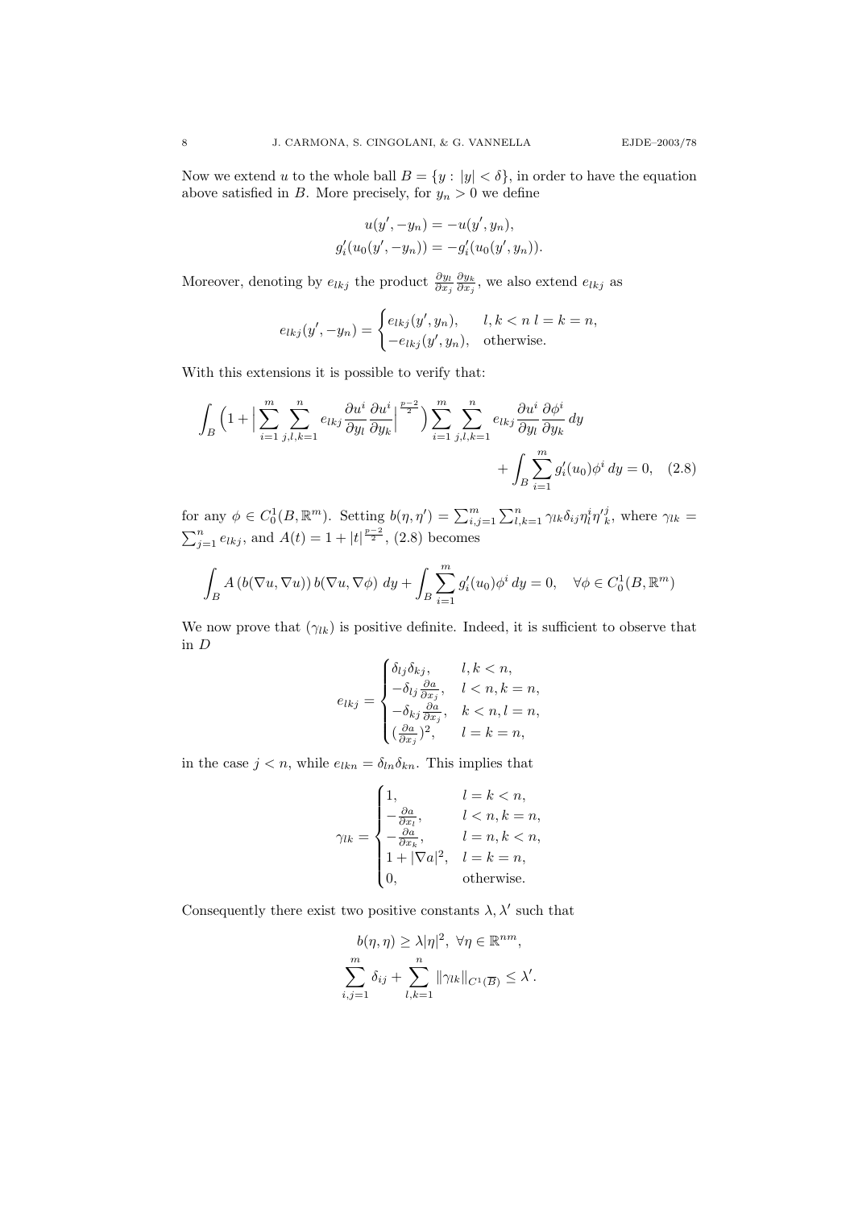Now we extend $u$ to the whole ball $B = \{y : |y| < \delta\}$, in order to have the equation above satisfied in $B$. More precisely, for $y_n > 0$ we define

$$
\begin{gathered}
u(y', -y_n) = -u(y', y_n), \\
g_i'(u_0(y', -y_n)) = -g_i'(u_0(y', y_n)).
\end{gathered}
$$

Moreover, denoting by $e_{lkj}$ the product $\frac{\partial y_l}{\partial x_j} \frac{\partial y_k}{\partial x_j}$, we also extend $e_{lkj}$ as

$$
e_{lkj}(y', -y_n) = \begin{cases} e_{lkj}(y', y_n), & l, k < n \; l = k = n, \\ -e_{lkj}(y', y_n), & \text{otherwise.} \end{cases}
$$

With this extensions it is possible to verify that:

$$
\begin{aligned}
\int_B \Big(1 + \Big| \sum_{i=1}^m \sum_{j,l,k=1}^n e_{lkj} \frac{\partial u^i}{\partial y_l} \frac{\partial u^i}{\partial y_k} \Big|^{\frac{p-2}{2}} \Big) \sum_{i=1}^m \sum_{j,l,k=1}^n e_{lkj} \frac{\partial u^i}{\partial y_l} \frac{\partial \phi^i}{\partial y_k} \, dy& \\
+ \int_B \sum_{i=1}^m g_i'(u_0) \phi^i \, dy = 0,& \quad (2.8)
\end{aligned}
$$

for any $\phi \in C_0^1(B, \mathbb{R}^m)$. Setting $b(\eta, \eta') = \sum_{i,j=1}^m \sum_{l,k=1}^n \gamma_{lk} \delta_{ij} \eta_l^i \eta'^j_k$, where $\gamma_{lk} = \sum_{j=1}^n e_{lkj}$, and $A(t) = 1 + |t|^{\frac{p-2}{2}}$, (2.8) becomes

$$
\int_B A\left(b(\nabla u, \nabla u)\right) b(\nabla u, \nabla \phi) \; dy + \int_B \sum_{i=1}^m g_i'(u_0) \phi^i \, dy = 0, \quad \forall \phi \in C_0^1(B, \mathbb{R}^m)
$$

We now prove that $(\gamma_{lk})$ is positive definite. Indeed, it is sufficient to observe that in $D$

$$
e_{lkj} = \begin{cases} \delta_{lj} \delta_{kj}, & l, k < n, \\ -\delta_{lj} \frac{\partial a}{\partial x_j}, & l < n, k = n, \\ -\delta_{kj} \frac{\partial a}{\partial x_j}, & k < n, l = n, \\ (\frac{\partial a}{\partial x_j})^2, & l = k = n, \end{cases}
$$

in the case $j < n$, while $e_{lkn} = \delta_{ln} \delta_{kn}$. This implies that

$$
\gamma_{lk} = \begin{cases} 1, & l = k < n, \\ -\frac{\partial a}{\partial x_l}, & l < n, k = n, \\ -\frac{\partial a}{\partial x_k}, & l = n, k < n, \\ 1 + |\nabla a|^2, & l = k = n, \\ 0, & \text{otherwise.} \end{cases}
$$

Consequently there exist two positive constants $\lambda, \lambda'$ such that

$$
\begin{gathered}
b(\eta, \eta) \geq \lambda |\eta|^2, \; \forall \eta \in \mathbb{R}^{nm}, \\
\sum_{i,j=1}^m \delta_{ij} + \sum_{l,k=1}^n \|\gamma_{lk}\|_{C^1(\overline{B})} \leq \lambda'.
\end{gathered}
$$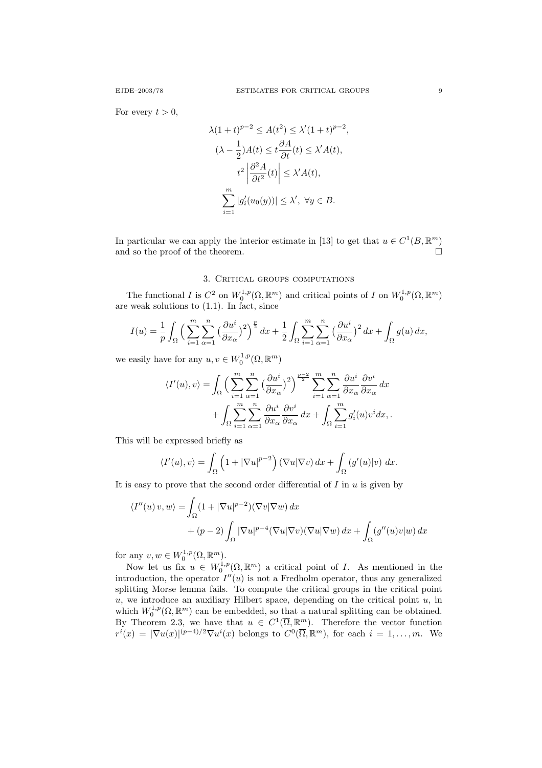For every $t > 0$,

$$\lambda(1+t)^{p-2} \leq A(t^2) \leq \lambda'(1+t)^{p-2},$$
$$(\lambda - \frac{1}{2})A(t) \leq t\frac{\partial A}{\partial t}(t) \leq \lambda' A(t),$$
$$t^2 \left|\frac{\partial^2 A}{\partial t^2}(t)\right| \leq \lambda' A(t),$$
$$\sum_{i=1}^{m} |g_i'(u_0(y))| \leq \lambda', \ \forall y \in B.$$

In particular we can apply the interior estimate in [13] to get that $u \in C^1(B, \mathbb{R}^m)$ and so the proof of the theorem. $\square$

## 3. Critical groups computations

The functional $I$ is $C^2$ on $W_0^{1,p}(\Omega, \mathbb{R}^m)$ and critical points of $I$ on $W_0^{1,p}(\Omega, \mathbb{R}^m)$ are weak solutions to (1.1). In fact, since

$$I(u) = \frac{1}{p}\int_\Omega \Big(\sum_{i=1}^{m}\sum_{\alpha=1}^{n}\big(\frac{\partial u^i}{\partial x_\alpha}\big)^2\Big)^{\frac{p}{2}}\,dx + \frac{1}{2}\int_\Omega \sum_{i=1}^{m}\sum_{\alpha=1}^{n}\big(\frac{\partial u^i}{\partial x_\alpha}\big)^2\,dx + \int_\Omega g(u)\,dx,$$

we easily have for any $u, v \in W_0^{1,p}(\Omega, \mathbb{R}^m)$

$$\begin{aligned}\langle I'(u), v\rangle = &\int_\Omega \Big(\sum_{i=1}^{m}\sum_{\alpha=1}^{n}\big(\frac{\partial u^i}{\partial x_\alpha}\big)^2\Big)^{\frac{p-2}{2}}\sum_{i=1}^{m}\sum_{\alpha=1}^{n}\frac{\partial u^i}{\partial x_\alpha}\frac{\partial v^i}{\partial x_\alpha}\,dx \\ &+ \int_\Omega \sum_{i=1}^{m}\sum_{\alpha=1}^{n}\frac{\partial u^i}{\partial x_\alpha}\frac{\partial v^i}{\partial x_\alpha}\,dx + \int_\Omega \sum_{i=1}^{m} g_i'(u)v^i dx, .\end{aligned}$$

This will be expressed briefly as

$$\langle I'(u), v\rangle = \int_\Omega \Big(1 + |\nabla u|^{p-2}\Big)(\nabla u|\nabla v)\,dx + \int_\Omega (g'(u)|v)\ dx.$$

It is easy to prove that the second order differential of $I$ in $u$ is given by

$$\begin{aligned}\langle I''(u)\,v, w\rangle = &\int_\Omega (1 + |\nabla u|^{p-2})(\nabla v|\nabla w)\,dx \\ &+ (p-2)\int_\Omega |\nabla u|^{p-4}(\nabla u|\nabla v)(\nabla u|\nabla w)\,dx + \int_\Omega (g''(u)v|w)\,dx\end{aligned}$$

for any $v, w \in W_0^{1,p}(\Omega, \mathbb{R}^m)$.

Now let us fix $u \in W_0^{1,p}(\Omega, \mathbb{R}^m)$ a critical point of $I$. As mentioned in the introduction, the operator $I''(u)$ is not a Fredholm operator, thus any generalized splitting Morse lemma fails. To compute the critical groups in the critical point $u$, we introduce an auxiliary Hilbert space, depending on the critical point $u$, in which $W_0^{1,p}(\Omega, \mathbb{R}^m)$ can be embedded, so that a natural splitting can be obtained. By Theorem 2.3, we have that $u \in C^1(\overline{\Omega}, \mathbb{R}^m)$. Therefore the vector function $r^i(x) = |\nabla u(x)|^{(p-4)/2}\nabla u^i(x)$ belongs to $C^0(\overline{\Omega}, \mathbb{R}^m)$, for each $i = 1, \dots, m$. We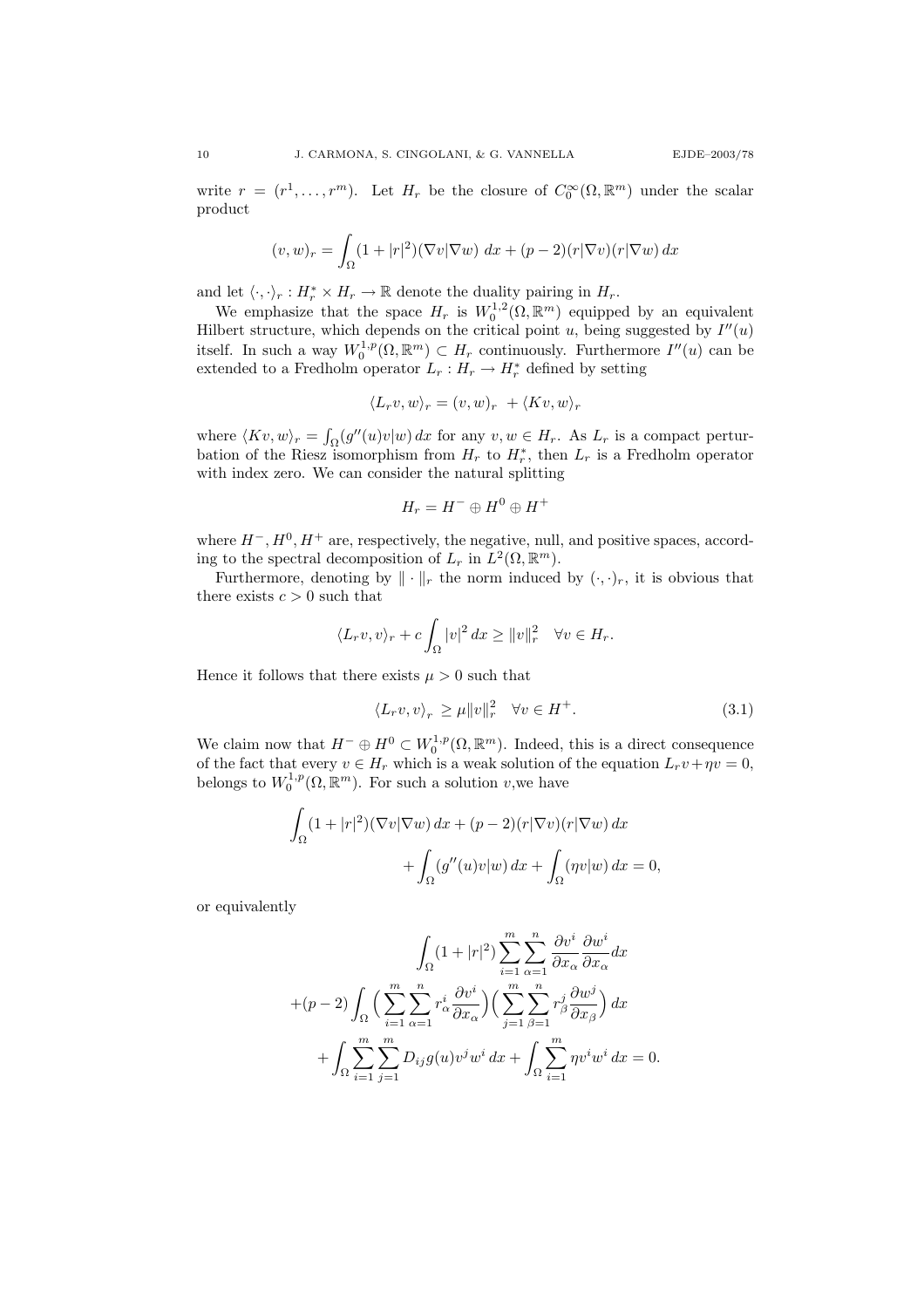write $r = (r^1, \dots, r^m)$. Let $H_r$ be the closure of $C_0^\infty(\Omega, \mathbb{R}^m)$ under the scalar product

$$(v, w)_r = \int_\Omega (1 + |r|^2)(\nabla v | \nabla w)\, dx + (p-2)(r|\nabla v)(r|\nabla w)\, dx$$

and let $\langle \cdot, \cdot \rangle_r : H_r^* \times H_r \to \mathbb{R}$ denote the duality pairing in $H_r$.

We emphasize that the space $H_r$ is $W_0^{1,2}(\Omega, \mathbb{R}^m)$ equipped by an equivalent Hilbert structure, which depends on the critical point $u$, being suggested by $I''(u)$ itself. In such a way $W_0^{1,p}(\Omega, \mathbb{R}^m) \subset H_r$ continuously. Furthermore $I''(u)$ can be extended to a Fredholm operator $L_r : H_r \to H_r^*$ defined by setting

$$\langle L_r v, w \rangle_r = (v, w)_r \ + \langle Kv, w \rangle_r$$

where $\langle Kv, w \rangle_r = \int_\Omega (g''(u)v|w)\, dx$ for any $v, w \in H_r$. As $L_r$ is a compact perturbation of the Riesz isomorphism from $H_r$ to $H_r^*$, then $L_r$ is a Fredholm operator with index zero. We can consider the natural splitting

$$H_r = H^- \oplus H^0 \oplus H^+$$

where $H^-, H^0, H^+$ are, respectively, the negative, null, and positive spaces, according to the spectral decomposition of $L_r$ in $L^2(\Omega, \mathbb{R}^m)$.

Furthermore, denoting by $\| \cdot \|_r$ the norm induced by $(\cdot, \cdot)_r$, it is obvious that there exists $c > 0$ such that

$$\langle L_r v, v \rangle_r + c \int_\Omega |v|^2\, dx \geq \|v\|_r^2 \quad \forall v \in H_r.$$

Hence it follows that there exists $\mu > 0$ such that

$$\langle L_r v, v \rangle_r \geq \mu \|v\|_r^2 \quad \forall v \in H^+. \tag{3.1}$$

We claim now that $H^- \oplus H^0 \subset W_0^{1,p}(\Omega, \mathbb{R}^m)$. Indeed, this is a direct consequence of the fact that every $v \in H_r$ which is a weak solution of the equation $L_r v + \eta v = 0$, belongs to $W_0^{1,p}(\Omega, \mathbb{R}^m)$. For such a solution $v$,we have

$$\begin{aligned}\int_\Omega (1 + |r|^2)(\nabla v | \nabla w)\, dx + (p-2)(r|\nabla v)(r|\nabla w)\, dx \\ + \int_\Omega (g''(u)v|w)\, dx + \int_\Omega (\eta v|w)\, dx = 0,\end{aligned}$$

or equivalently

$$\begin{aligned}\int_\Omega (1 + |r|^2) \sum_{i=1}^m \sum_{\alpha=1}^n \frac{\partial v^i}{\partial x_\alpha} \frac{\partial w^i}{\partial x_\alpha} dx \\ +(p-2) \int_\Omega \Big( \sum_{i=1}^m \sum_{\alpha=1}^n r_\alpha^i \frac{\partial v^i}{\partial x_\alpha} \Big) \Big( \sum_{j=1}^m \sum_{\beta=1}^n r_\beta^j \frac{\partial w^j}{\partial x_\beta} \Big)\, dx \\ + \int_\Omega \sum_{i=1}^m \sum_{j=1}^m D_{ij} g(u) v^j w^i\, dx + \int_\Omega \sum_{i=1}^m \eta v^i w^i\, dx = 0.\end{aligned}$$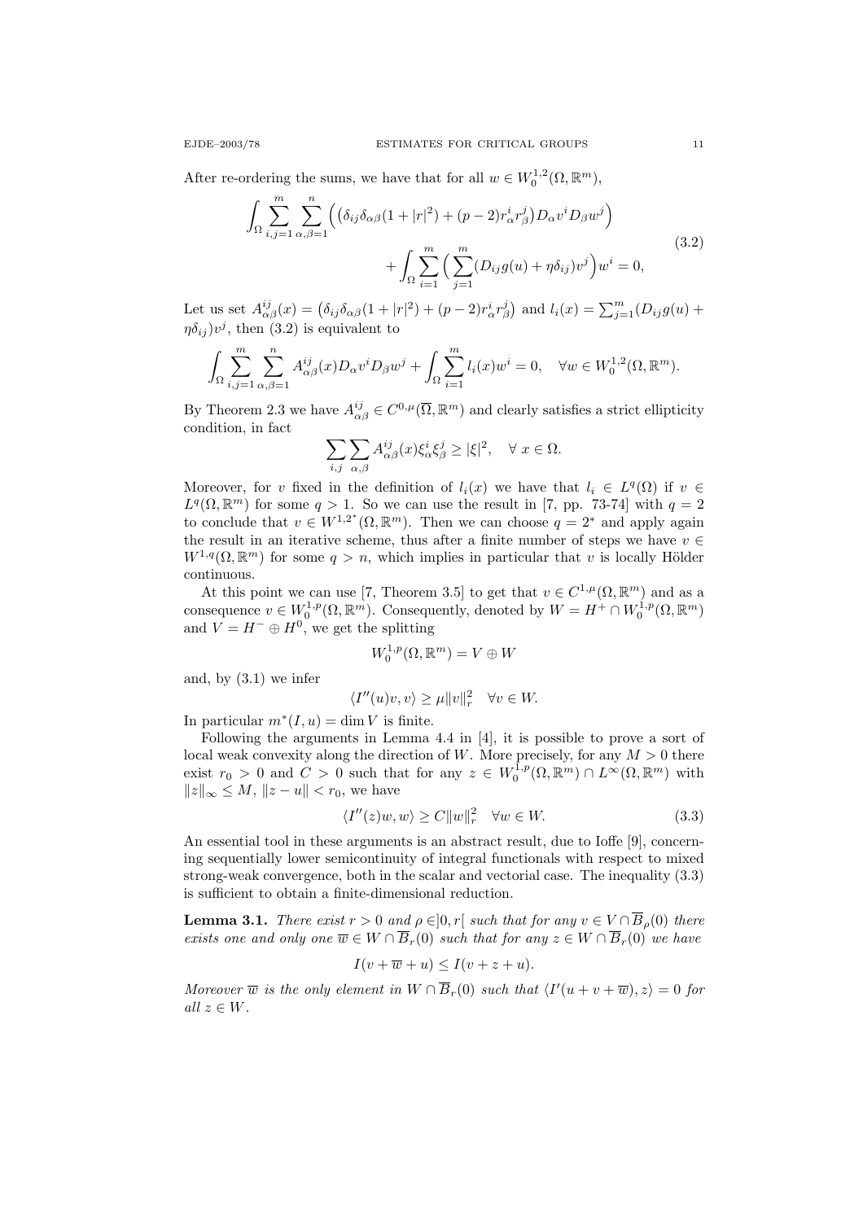After re-ordering the sums, we have that for all $w \in W_0^{1,2}(\Omega, \mathbb{R}^m)$,

$$
\begin{aligned}
\int_\Omega \sum_{i,j=1}^m \sum_{\alpha,\beta=1}^n \Big( \big(\delta_{ij}\delta_{\alpha\beta}(1+|r|^2) + (p-2) r_\alpha^i r_\beta^j\big) D_\alpha v^i D_\beta w^j \Big) \\
+ \int_\Omega \sum_{i=1}^m \Big( \sum_{j=1}^m (D_{ij} g(u) + \eta \delta_{ij}) v^j \Big) w^i = 0,
\end{aligned}
\tag{3.2}
$$

Let us set $A_{\alpha\beta}^{ij}(x) = \big(\delta_{ij}\delta_{\alpha\beta}(1+|r|^2) + (p-2) r_\alpha^i r_\beta^j\big)$ and $l_i(x) = \sum_{j=1}^m (D_{ij} g(u) + \eta \delta_{ij}) v^j$, then (3.2) is equivalent to

$$
\int_\Omega \sum_{i,j=1}^m \sum_{\alpha,\beta=1}^n A_{\alpha\beta}^{ij}(x) D_\alpha v^i D_\beta w^j + \int_\Omega \sum_{i=1}^m l_i(x) w^i = 0, \quad \forall w \in W_0^{1,2}(\Omega, \mathbb{R}^m).
$$

By Theorem 2.3 we have $A_{\alpha\beta}^{ij} \in C^{0,\mu}(\overline{\Omega}, \mathbb{R}^m)$ and clearly satisfies a strict ellipticity condition, in fact

$$
\sum_{i,j} \sum_{\alpha,\beta} A_{\alpha\beta}^{ij}(x) \xi_\alpha^i \xi_\beta^j \geq |\xi|^2, \quad \forall\, x \in \Omega.
$$

Moreover, for $v$ fixed in the definition of $l_i(x)$ we have that $l_i \in L^q(\Omega)$ if $v \in L^q(\Omega, \mathbb{R}^m)$ for some $q > 1$. So we can use the result in [7, pp. 73-74] with $q = 2$ to conclude that $v \in W^{1,2^*}(\Omega, \mathbb{R}^m)$. Then we can choose $q = 2^*$ and apply again the result in an iterative scheme, thus after a finite number of steps we have $v \in W^{1,q}(\Omega, \mathbb{R}^m)$ for some $q > n$, which implies in particular that $v$ is locally Hölder continuous.

At this point we can use [7, Theorem 3.5] to get that $v \in C^{1,\mu}(\Omega, \mathbb{R}^m)$ and as a consequence $v \in W_0^{1,p}(\Omega, \mathbb{R}^m)$. Consequently, denoted by $W = H^+ \cap W_0^{1,p}(\Omega, \mathbb{R}^m)$ and $V = H^- \oplus H^0$, we get the splitting

$$
W_0^{1,p}(\Omega, \mathbb{R}^m) = V \oplus W
$$

and, by (3.1) we infer

$$
\langle I''(u)v, v\rangle \geq \mu \|v\|_r^2 \quad \forall v \in W.
$$

In particular $m^*(I, u) = \dim V$ is finite.

Following the arguments in Lemma 4.4 in [4], it is possible to prove a sort of local weak convexity along the direction of $W$. More precisely, for any $M > 0$ there exist $r_0 > 0$ and $C > 0$ such that for any $z \in W_0^{1,p}(\Omega, \mathbb{R}^m) \cap L^\infty(\Omega, \mathbb{R}^m)$ with $\|z\|_\infty \leq M$, $\|z - u\| < r_0$, we have

$$
\langle I''(z)w, w\rangle \geq C\|w\|_r^2 \quad \forall w \in W. \tag{3.3}
$$

An essential tool in these arguments is an abstract result, due to Ioffe [9], concerning sequentially lower semicontinuity of integral functionals with respect to mixed strong-weak convergence, both in the scalar and vectorial case. The inequality (3.3) is sufficient to obtain a finite-dimensional reduction.

**Lemma 3.1.** *There exist $r > 0$ and $\rho \in ]0, r[$ such that for any $v \in V \cap \overline{B}_\rho(0)$ there exists one and only one $\overline{w} \in W \cap \overline{B}_r(0)$ such that for any $z \in W \cap \overline{B}_r(0)$ we have*

$$
I(v + \overline{w} + u) \leq I(v + z + u).
$$

*Moreover $\overline{w}$ is the only element in $W \cap \overline{B}_r(0)$ such that $\langle I'(u + v + \overline{w}), z\rangle = 0$ for all $z \in W$.*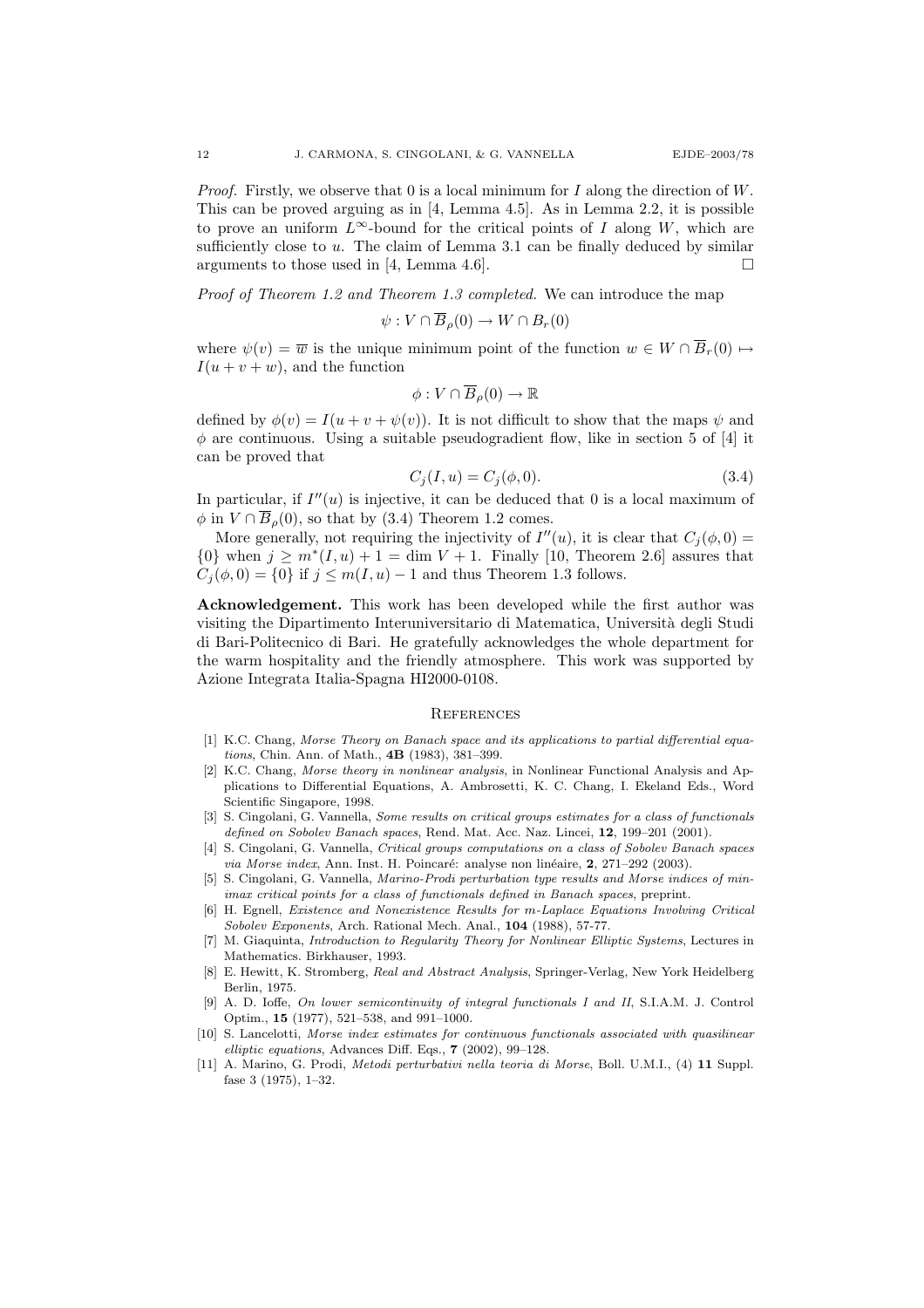*Proof.* Firstly, we observe that 0 is a local minimum for $I$ along the direction of $W$. This can be proved arguing as in [4, Lemma 4.5]. As in Lemma 2.2, it is possible to prove an uniform $L^\infty$-bound for the critical points of $I$ along $W$, which are sufficiently close to $u$. The claim of Lemma 3.1 can be finally deduced by similar arguments to those used in [4, Lemma 4.6]. □

*Proof of Theorem 1.2 and Theorem 1.3 completed.* We can introduce the map

$$\psi : V \cap \overline{B}_\rho(0) \to W \cap B_r(0)$$

where $\psi(v) = \overline{w}$ is the unique minimum point of the function $w \in W \cap \overline{B}_r(0) \mapsto I(u + v + w)$, and the function

$$\phi : V \cap \overline{B}_\rho(0) \to \mathbb{R}$$

defined by $\phi(v) = I(u + v + \psi(v))$. It is not difficult to show that the maps $\psi$ and $\phi$ are continuous. Using a suitable pseudogradient flow, like in section 5 of [4] it can be proved that

$$C_j(I, u) = C_j(\phi, 0). \tag{3.4}$$

In particular, if $I''(u)$ is injective, it can be deduced that 0 is a local maximum of $\phi$ in $V \cap \overline{B}_\rho(0)$, so that by (3.4) Theorem 1.2 comes.

More generally, not requiring the injectivity of $I''(u)$, it is clear that $C_j(\phi, 0) = \{0\}$ when $j \geq m^*(I, u) + 1 = \dim V + 1$. Finally [10, Theorem 2.6] assures that $C_j(\phi, 0) = \{0\}$ if $j \leq m(I, u) - 1$ and thus Theorem 1.3 follows.

**Acknowledgement.** This work has been developed while the first author was visiting the Dipartimento Interuniversitario di Matematica, Università degli Studi di Bari-Politecnico di Bari. He gratefully acknowledges the whole department for the warm hospitality and the friendly atmosphere. This work was supported by Azione Integrata Italia-Spagna HI2000-0108.

## References

[1] K.C. Chang, *Morse Theory on Banach space and its applications to partial differential equations*, Chin. Ann. of Math., **4B** (1983), 381–399.

[2] K.C. Chang, *Morse theory in nonlinear analysis*, in Nonlinear Functional Analysis and Applications to Differential Equations, A. Ambrosetti, K. C. Chang, I. Ekeland Eds., Word Scientific Singapore, 1998.

[3] S. Cingolani, G. Vannella, *Some results on critical groups estimates for a class of functionals defined on Sobolev Banach spaces*, Rend. Mat. Acc. Naz. Lincei, **12**, 199–201 (2001).

[4] S. Cingolani, G. Vannella, *Critical groups computations on a class of Sobolev Banach spaces via Morse index*, Ann. Inst. H. Poincaré: analyse non linéaire, **2**, 271–292 (2003).

[5] S. Cingolani, G. Vannella, *Marino-Prodi perturbation type results and Morse indices of minimax critical points for a class of functionals defined in Banach spaces*, preprint.

[6] H. Egnell, *Existence and Nonexistence Results for m-Laplace Equations Involving Critical Sobolev Exponents*, Arch. Rational Mech. Anal., **104** (1988), 57-77.

[7] M. Giaquinta, *Introduction to Regularity Theory for Nonlinear Elliptic Systems*, Lectures in Mathematics. Birkhauser, 1993.

[8] E. Hewitt, K. Stromberg, *Real and Abstract Analysis*, Springer-Verlag, New York Heidelberg Berlin, 1975.

[9] A. D. Ioffe, *On lower semicontinuity of integral functionals I and II*, S.I.A.M. J. Control Optim., **15** (1977), 521–538, and 991–1000.

[10] S. Lancelotti, *Morse index estimates for continuous functionals associated with quasilinear elliptic equations*, Advances Diff. Eqs., **7** (2002), 99–128.

[11] A. Marino, G. Prodi, *Metodi perturbativi nella teoria di Morse*, Boll. U.M.I., (4) **11** Suppl. fase 3 (1975), 1–32.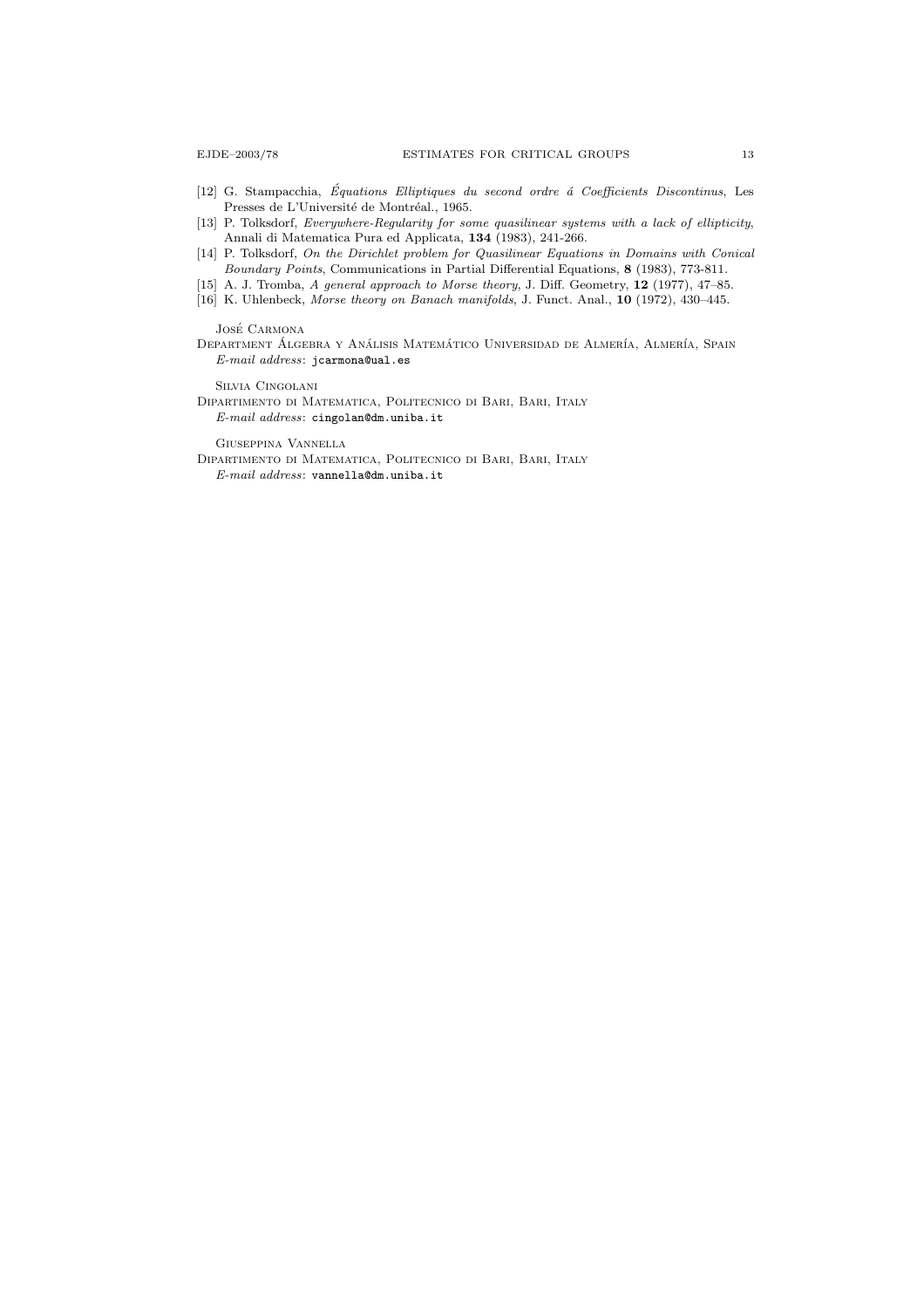[12] G. Stampacchia, *Équations Elliptiques du second ordre á Coefficients Discontinus*, Les Presses de L'Université de Montréal., 1965.

[13] P. Tolksdorf, *Everywhere-Regularity for some quasilinear systems with a lack of ellipticity*, Annali di Matematica Pura ed Applicata, **134** (1983), 241-266.

[14] P. Tolksdorf, *On the Dirichlet problem for Quasilinear Equations in Domains with Conical Boundary Points*, Communications in Partial Differential Equations, **8** (1983), 773-811.

[15] A. J. Tromba, *A general approach to Morse theory*, J. Diff. Geometry, **12** (1977), 47–85.

[16] K. Uhlenbeck, *Morse theory on Banach manifolds*, J. Funct. Anal., **10** (1972), 430–445.

José Carmona
Department Álgebra y Análisis Matemático Universidad de Almería, Almería, Spain
*E-mail address*: jcarmona@ual.es

Silvia Cingolani
Dipartimento di Matematica, Politecnico di Bari, Bari, Italy
*E-mail address*: cingolan@dm.uniba.it

Giuseppina Vannella
Dipartimento di Matematica, Politecnico di Bari, Bari, Italy
*E-mail address*: vannella@dm.uniba.it